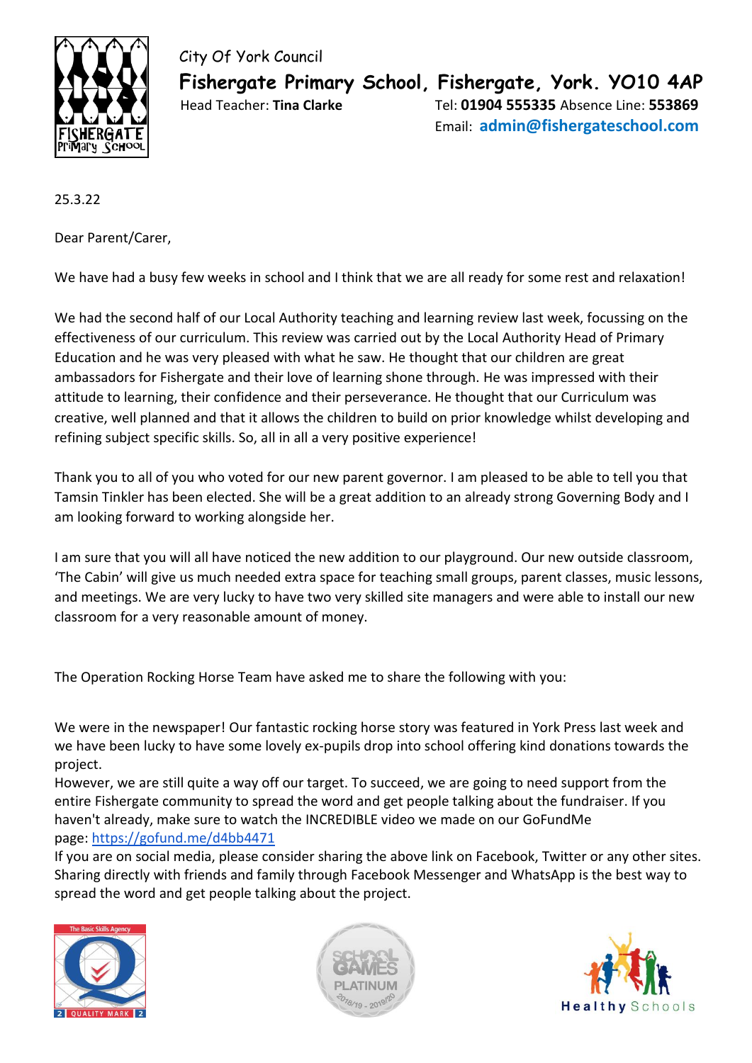City Of York Council

**Fishergate Primary School, Fishergate, York. YO10 4AP**

Head Teacher: **Tina Clarke** Tel: **01904 555335** Absence Line: **553869**

Email: **admin@fishergateschool.com**

25.3.22

Dear Parent/Carer,

We have had a busy few weeks in school and I think that we are all ready for some rest and relaxation!

We had the second half of our Local Authority teaching and learning review last week, focussing on the effectiveness of our curriculum. This review was carried out by the Local Authority Head of Primary Education and he was very pleased with what he saw. He thought that our children are great ambassadors for Fishergate and their love of learning shone through. He was impressed with their attitude to learning, their confidence and their perseverance. He thought that our Curriculum was creative, well planned and that it allows the children to build on prior knowledge whilst developing and refining subject specific skills. So, all in all a very positive experience!

Thank you to all of you who voted for our new parent governor. I am pleased to be able to tell you that Tamsin Tinkler has been elected. She will be a great addition to an already strong Governing Body and I am looking forward to working alongside her.

I am sure that you will all have noticed the new addition to our playground. Our new outside classroom, 'The Cabin' will give us much needed extra space for teaching small groups, parent classes, music lessons, and meetings. We are very lucky to have two very skilled site managers and were able to install our new classroom for a very reasonable amount of money.

The Operation Rocking Horse Team have asked me to share the following with you:

We were in the newspaper! Our fantastic rocking horse story was featured in York Press last week and we have been lucky to have some lovely ex-pupils drop into school offering kind donations towards the project.
However, we are still quite a way off our target. To succeed, we are going to need support from the entire Fishergate community to spread the word and get people talking about the fundraiser. If you haven't already, make sure to watch the INCREDIBLE video we made on our GoFundMe page: https://gofund.me/d4bb4471
If you are on social media, please consider sharing the above link on Facebook, Twitter or any other sites. Sharing directly with friends and family through Facebook Messenger and WhatsApp is the best way to spread the word and get people talking about the project.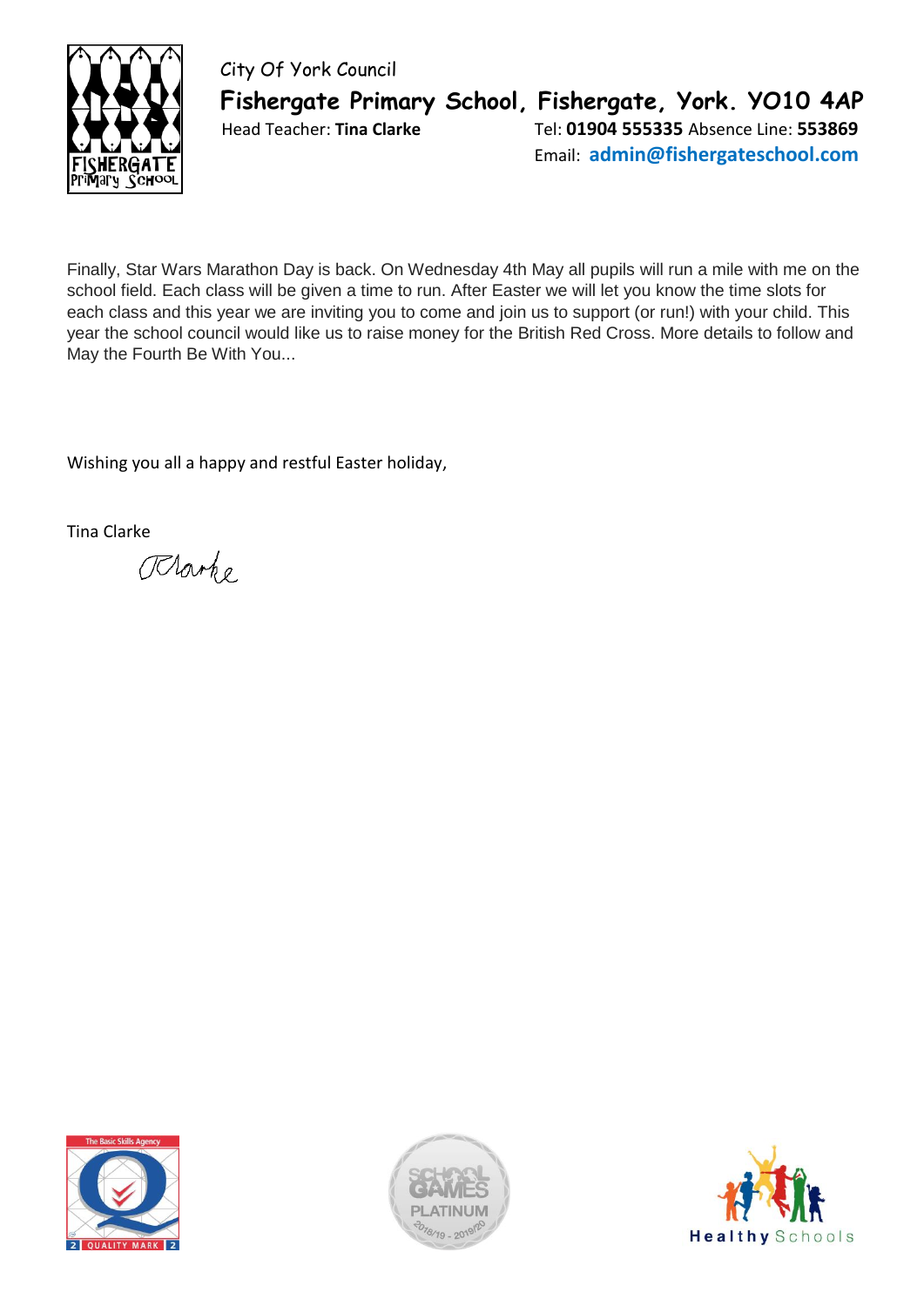City Of York Council

**Fishergate Primary School, Fishergate, York. YO10 4AP**

Head Teacher: **Tina Clarke** Tel: **01904 555335** Absence Line: **553869**

Email: **admin@fishergateschool.com**

Finally, Star Wars Marathon Day is back. On Wednesday 4th May all pupils will run a mile with me on the school field. Each class will be given a time to run. After Easter we will let you know the time slots for each class and this year we are inviting you to come and join us to support (or run!) with your child. This year the school council would like us to raise money for the British Red Cross. More details to follow and May the Fourth Be With You...

Wishing you all a happy and restful Easter holiday,

Tina Clarke